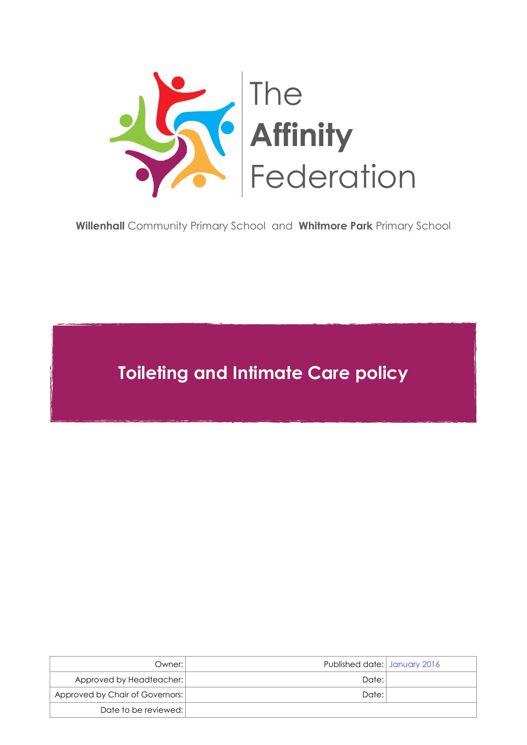The **Affinity** Federation

**Willenhall** Community Primary School and **Whitmore Park** Primary School

# Toileting and Intimate Care policy

| Owner: | | Published date: | January 2016 |
|---|---|---|---|
| Approved by Headteacher: | | Date: | |
| Approved by Chair of Governors: | | Date: | |
| Date to be reviewed: | | | |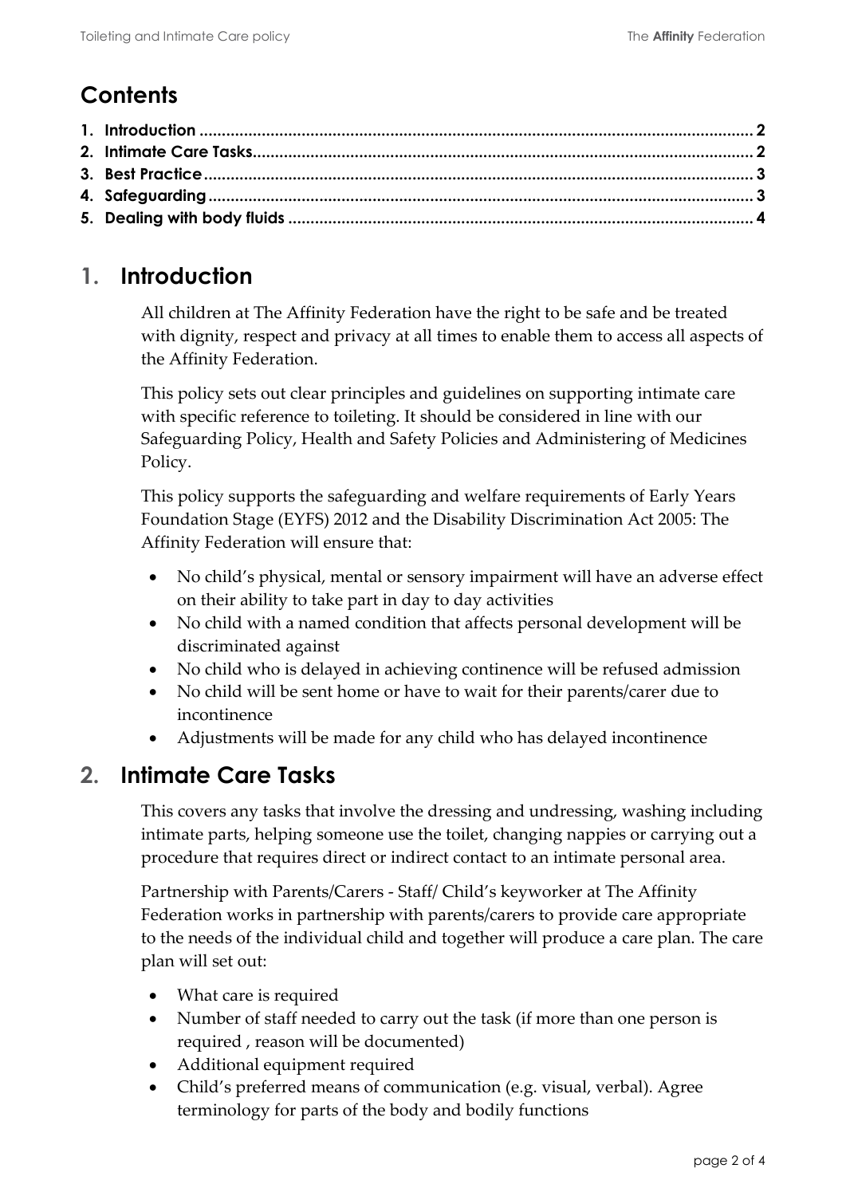## Contents

1. Introduction ........................................................................................................................ 2
2. Intimate Care Tasks............................................................................................................. 2
3. Best Practice ........................................................................................................................ 3
4. Safeguarding ....................................................................................................................... 3
5. Dealing with body fluids .................................................................................................... 4

# 1. Introduction

All children at The Affinity Federation have the right to be safe and be treated with dignity, respect and privacy at all times to enable them to access all aspects of the Affinity Federation.

This policy sets out clear principles and guidelines on supporting intimate care with specific reference to toileting. It should be considered in line with our Safeguarding Policy, Health and Safety Policies and Administering of Medicines Policy.

This policy supports the safeguarding and welfare requirements of Early Years Foundation Stage (EYFS) 2012 and the Disability Discrimination Act 2005: The Affinity Federation will ensure that:

- No child's physical, mental or sensory impairment will have an adverse effect on their ability to take part in day to day activities
- No child with a named condition that affects personal development will be discriminated against
- No child who is delayed in achieving continence will be refused admission
- No child will be sent home or have to wait for their parents/carer due to incontinence
- Adjustments will be made for any child who has delayed incontinence

# 2. Intimate Care Tasks

This covers any tasks that involve the dressing and undressing, washing including intimate parts, helping someone use the toilet, changing nappies or carrying out a procedure that requires direct or indirect contact to an intimate personal area.

Partnership with Parents/Carers - Staff/ Child's keyworker at The Affinity Federation works in partnership with parents/carers to provide care appropriate to the needs of the individual child and together will produce a care plan. The care plan will set out:

- What care is required
- Number of staff needed to carry out the task (if more than one person is required , reason will be documented)
- Additional equipment required
- Child's preferred means of communication (e.g. visual, verbal). Agree terminology for parts of the body and bodily functions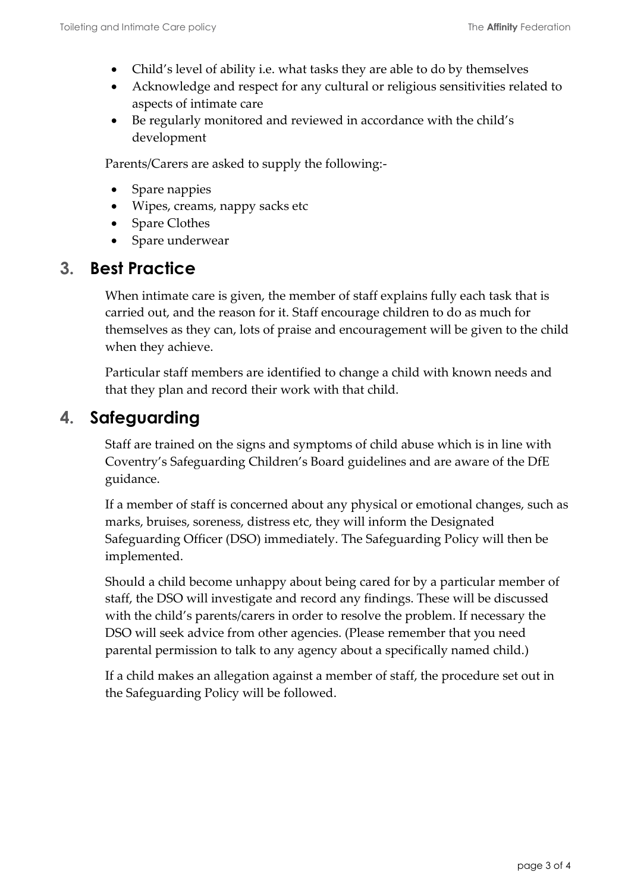- Child's level of ability i.e. what tasks they are able to do by themselves
- Acknowledge and respect for any cultural or religious sensitivities related to aspects of intimate care
- Be regularly monitored and reviewed in accordance with the child's development

Parents/Carers are asked to supply the following:-

- Spare nappies
- Wipes, creams, nappy sacks etc
- Spare Clothes
- Spare underwear

## 3. Best Practice

When intimate care is given, the member of staff explains fully each task that is carried out, and the reason for it. Staff encourage children to do as much for themselves as they can, lots of praise and encouragement will be given to the child when they achieve.

Particular staff members are identified to change a child with known needs and that they plan and record their work with that child.

## 4. Safeguarding

Staff are trained on the signs and symptoms of child abuse which is in line with Coventry's Safeguarding Children's Board guidelines and are aware of the DfE guidance.

If a member of staff is concerned about any physical or emotional changes, such as marks, bruises, soreness, distress etc, they will inform the Designated Safeguarding Officer (DSO) immediately. The Safeguarding Policy will then be implemented.

Should a child become unhappy about being cared for by a particular member of staff, the DSO will investigate and record any findings. These will be discussed with the child's parents/carers in order to resolve the problem. If necessary the DSO will seek advice from other agencies. (Please remember that you need parental permission to talk to any agency about a specifically named child.)

If a child makes an allegation against a member of staff, the procedure set out in the Safeguarding Policy will be followed.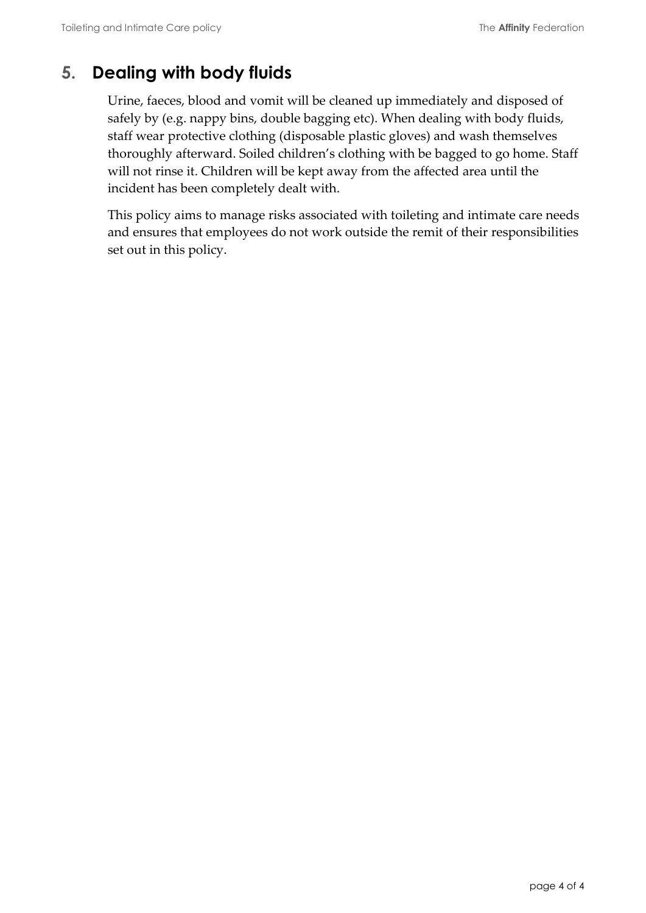## 5. Dealing with body fluids

Urine, faeces, blood and vomit will be cleaned up immediately and disposed of safely by (e.g. nappy bins, double bagging etc). When dealing with body fluids, staff wear protective clothing (disposable plastic gloves) and wash themselves thoroughly afterward. Soiled children's clothing with be bagged to go home. Staff will not rinse it. Children will be kept away from the affected area until the incident has been completely dealt with.

This policy aims to manage risks associated with toileting and intimate care needs and ensures that employees do not work outside the remit of their responsibilities set out in this policy.